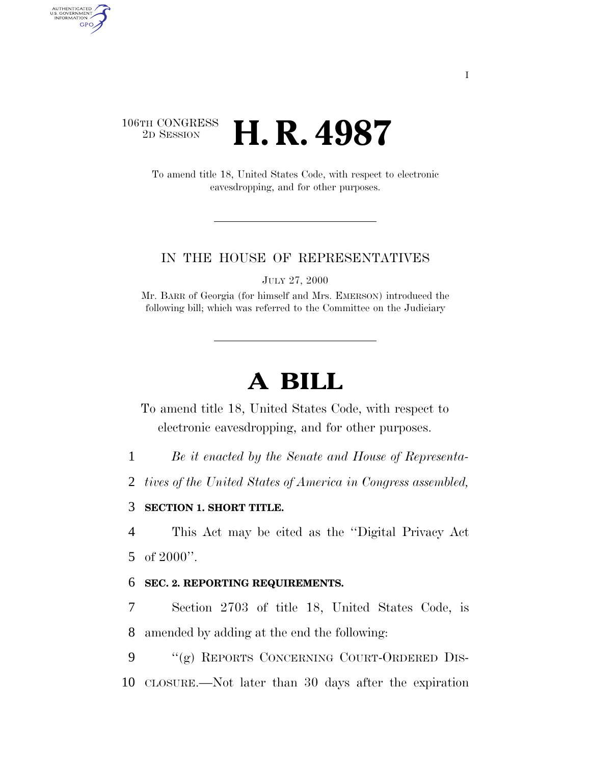106TH CONGRESS
2D SESSION

# H. R. 4987

To amend title 18, United States Code, with respect to electronic eavesdropping, and for other purposes.

IN THE HOUSE OF REPRESENTATIVES

JULY 27, 2000

Mr. BARR of Georgia (for himself and Mrs. EMERSON) introduced the following bill; which was referred to the Committee on the Judiciary

# A BILL

To amend title 18, United States Code, with respect to electronic eavesdropping, and for other purposes.

1 *Be it enacted by the Senate and House of Representa-*
2 *tives of the United States of America in Congress assembled,*

3 **SECTION 1. SHORT TITLE.**

4 This Act may be cited as the ''Digital Privacy Act
5 of 2000''.

6 **SEC. 2. REPORTING REQUIREMENTS.**

7 Section 2703 of title 18, United States Code, is
8 amended by adding at the end the following:

9 ''(g) REPORTS CONCERNING COURT-ORDERED DIS-
10 CLOSURE.—Not later than 30 days after the expiration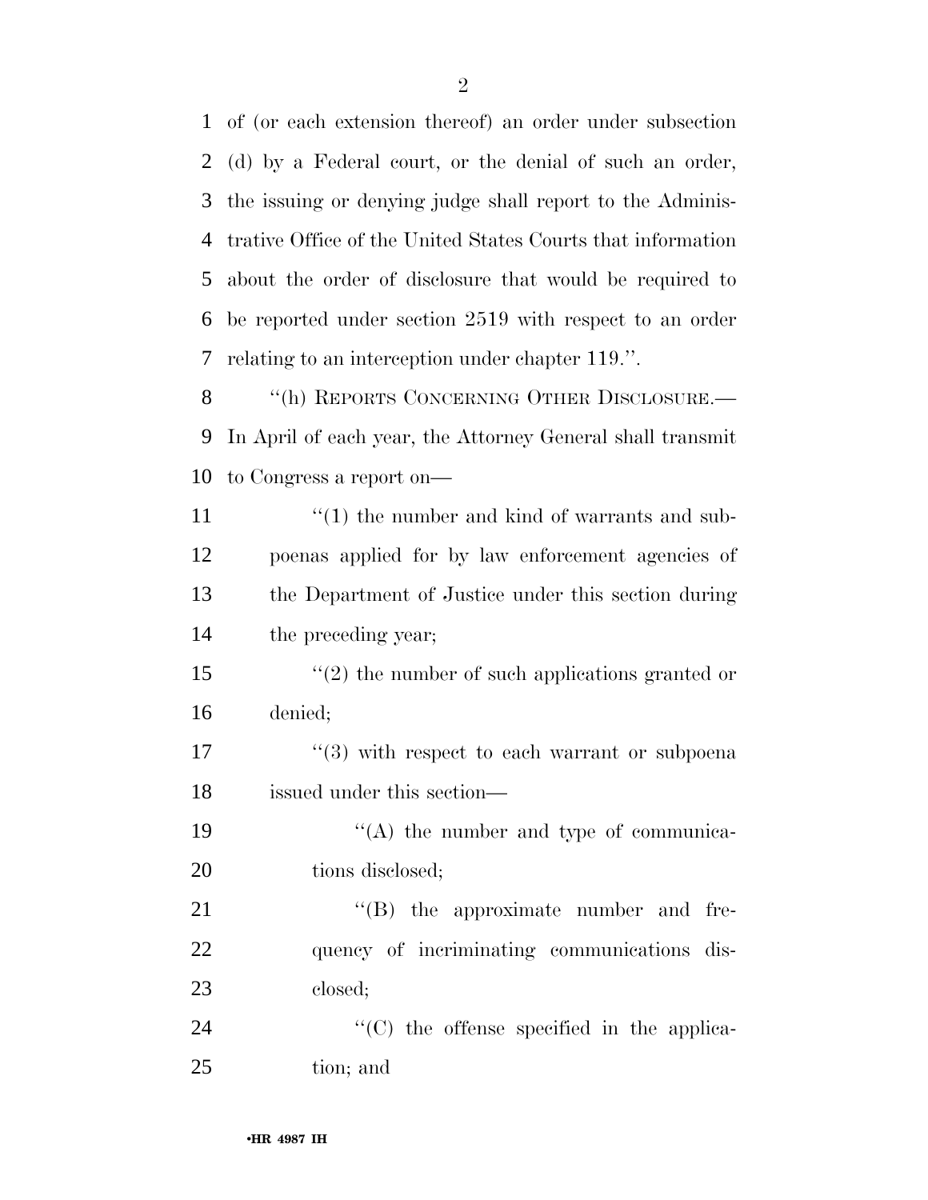of (or each extension thereof) an order under subsection (d) by a Federal court, or the denial of such an order, the issuing or denying judge shall report to the Administrative Office of the United States Courts that information about the order of disclosure that would be required to be reported under section 2519 with respect to an order relating to an interception under chapter 119.''.

''(h) REPORTS CONCERNING OTHER DISCLOSURE.— In April of each year, the Attorney General shall transmit to Congress a report on—

''(1) the number and kind of warrants and subpoenas applied for by law enforcement agencies of the Department of Justice under this section during the preceding year;

''(2) the number of such applications granted or denied;

''(3) with respect to each warrant or subpoena issued under this section—

''(A) the number and type of communications disclosed;

''(B) the approximate number and frequency of incriminating communications disclosed;

''(C) the offense specified in the application; and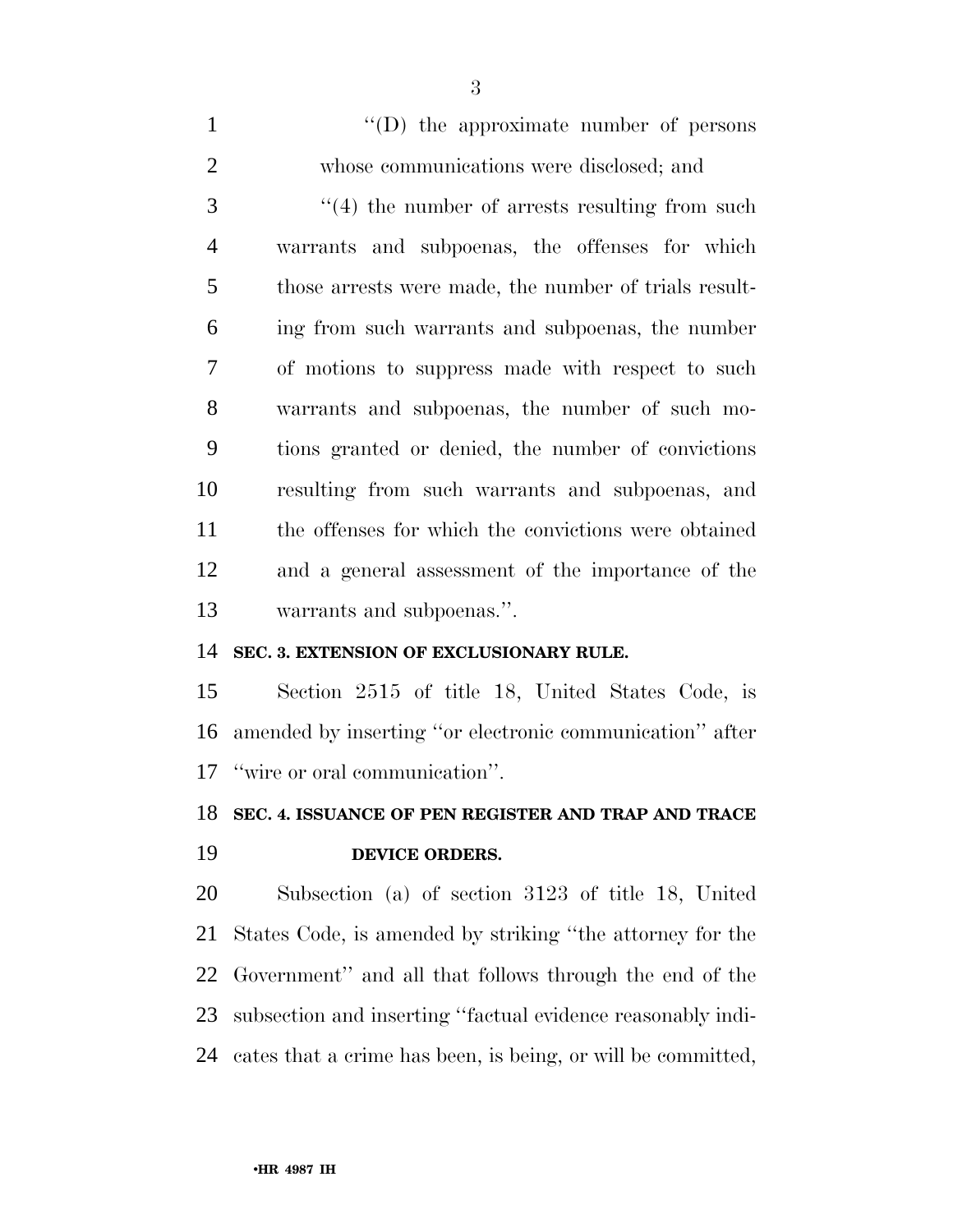''(D) the approximate number of persons whose communications were disclosed; and

''(4) the number of arrests resulting from such warrants and subpoenas, the offenses for which those arrests were made, the number of trials resulting from such warrants and subpoenas, the number of motions to suppress made with respect to such warrants and subpoenas, the number of such motions granted or denied, the number of convictions resulting from such warrants and subpoenas, and the offenses for which the convictions were obtained and a general assessment of the importance of the warrants and subpoenas.''.

**SEC. 3. EXTENSION OF EXCLUSIONARY RULE.**

Section 2515 of title 18, United States Code, is amended by inserting ''or electronic communication'' after ''wire or oral communication''.

**SEC. 4. ISSUANCE OF PEN REGISTER AND TRAP AND TRACE DEVICE ORDERS.**

Subsection (a) of section 3123 of title 18, United States Code, is amended by striking ''the attorney for the Government'' and all that follows through the end of the subsection and inserting ''factual evidence reasonably indicates that a crime has been, is being, or will be committed,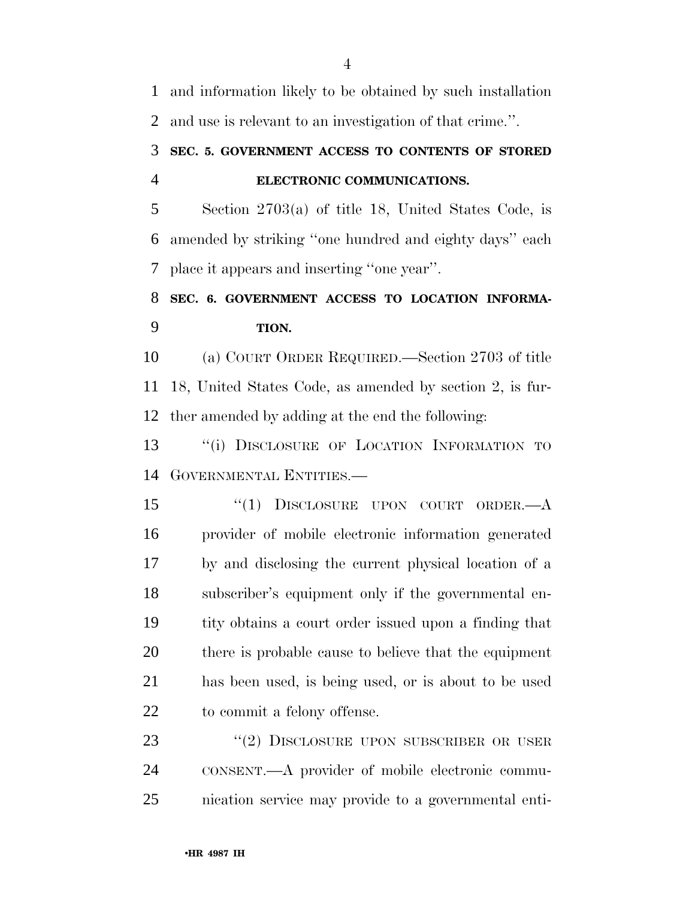and information likely to be obtained by such installation and use is relevant to an investigation of that crime.''.

**SEC. 5. GOVERNMENT ACCESS TO CONTENTS OF STORED ELECTRONIC COMMUNICATIONS.**

Section 2703(a) of title 18, United States Code, is amended by striking ''one hundred and eighty days'' each place it appears and inserting ''one year''.

**SEC. 6. GOVERNMENT ACCESS TO LOCATION INFORMATION.**

(a) COURT ORDER REQUIRED.—Section 2703 of title 18, United States Code, as amended by section 2, is further amended by adding at the end the following:

''(i) DISCLOSURE OF LOCATION INFORMATION TO GOVERNMENTAL ENTITIES.—

''(1) DISCLOSURE UPON COURT ORDER.—A provider of mobile electronic information generated by and disclosing the current physical location of a subscriber's equipment only if the governmental entity obtains a court order issued upon a finding that there is probable cause to believe that the equipment has been used, is being used, or is about to be used to commit a felony offense.

''(2) DISCLOSURE UPON SUBSCRIBER OR USER CONSENT.—A provider of mobile electronic communication service may provide to a governmental enti-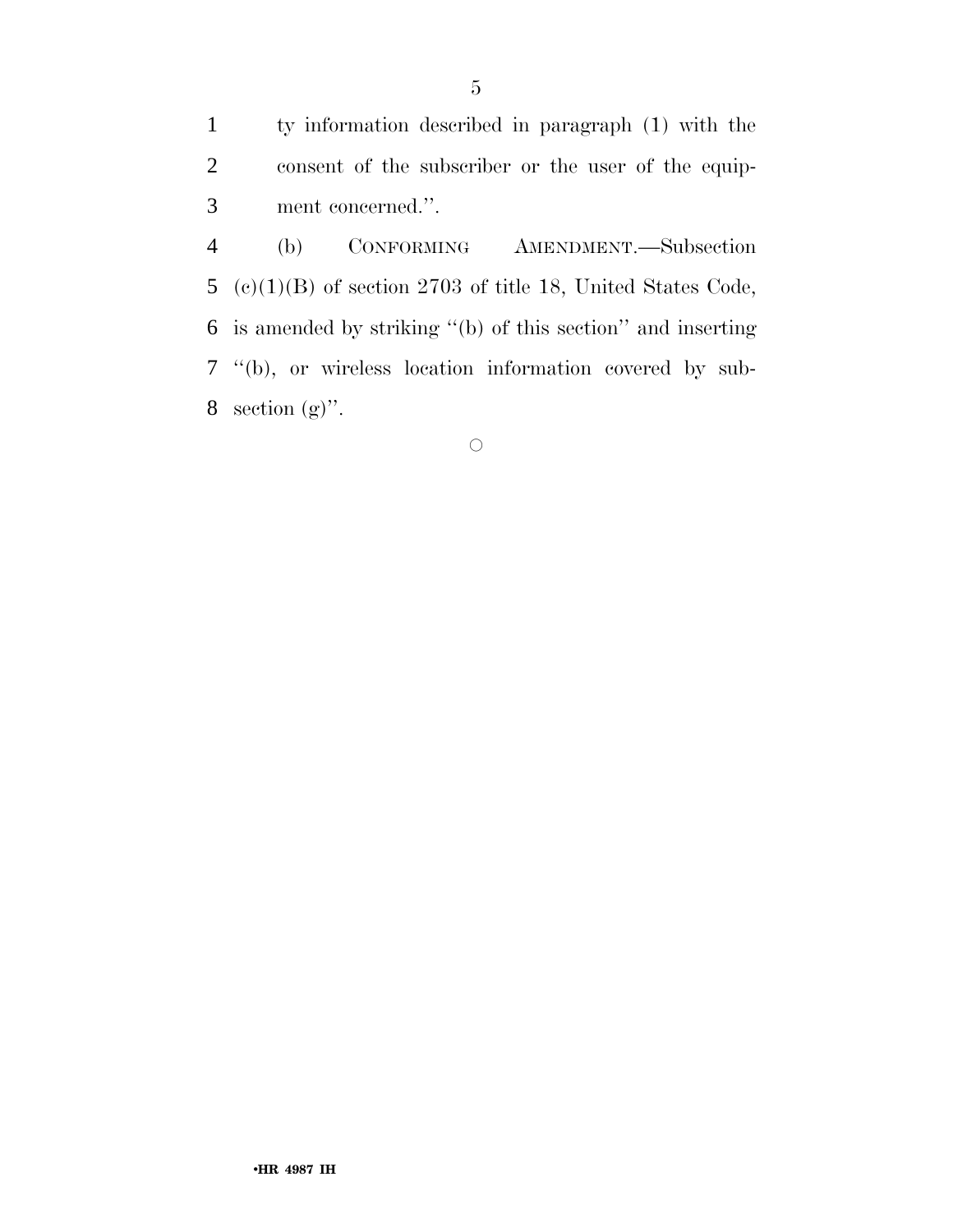ty information described in paragraph (1) with the consent of the subscriber or the user of the equipment concerned.''.

(b) CONFORMING AMENDMENT.—Subsection (c)(1)(B) of section 2703 of title 18, United States Code, is amended by striking ''(b) of this section'' and inserting ''(b), or wireless location information covered by subsection (g)''.

○